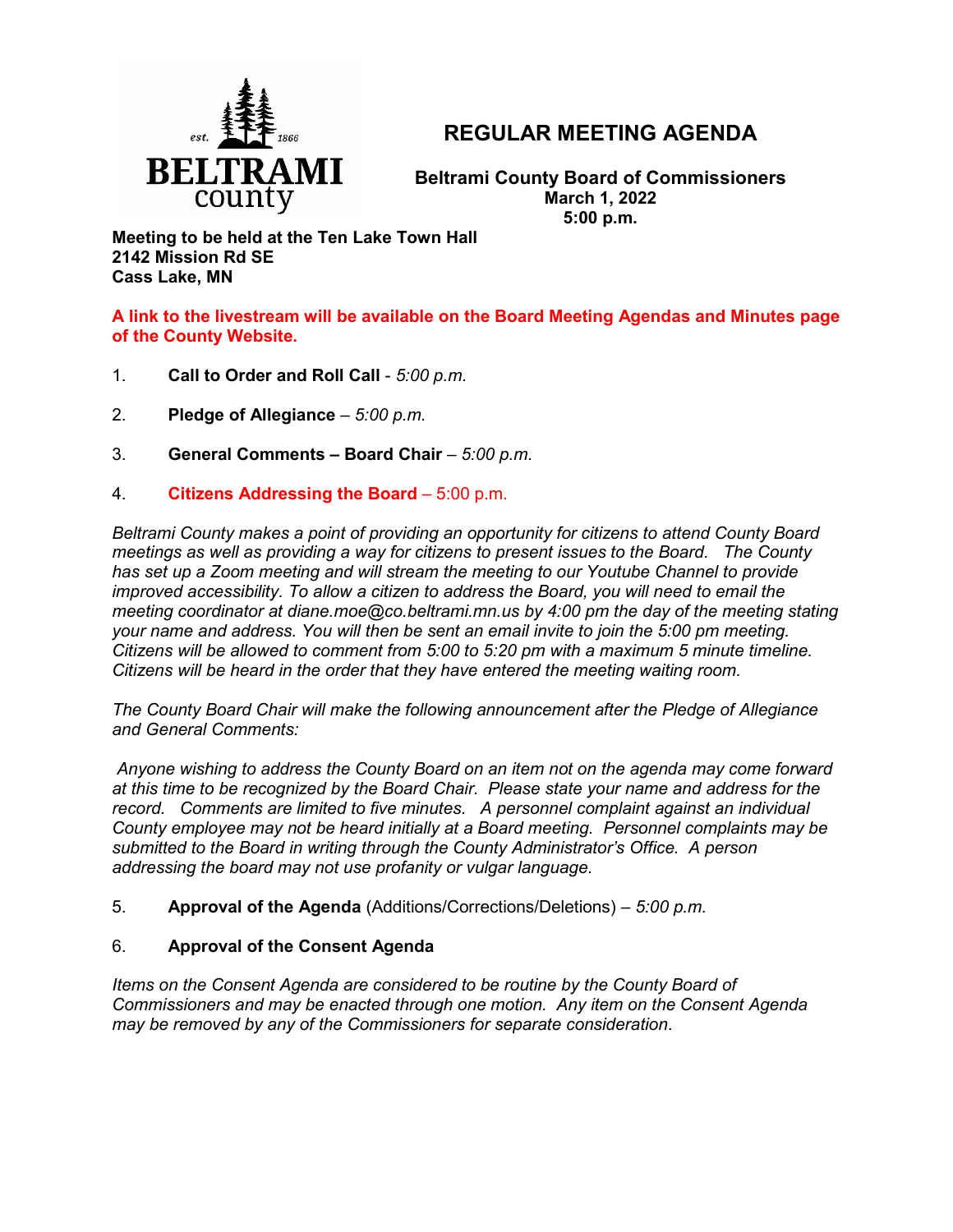# REGULAR MEETING AGENDA

**Beltrami County Board of Commissioners**
**March 1, 2022**
**5:00 p.m.**

**Meeting to be held at the Ten Lake Town Hall**
**2142 Mission Rd SE**
**Cass Lake, MN**

**A link to the livestream will be available on the Board Meeting Agendas and Minutes page of the County Website.**

1. **Call to Order and Roll Call** - *5:00 p.m.*

2. **Pledge of Allegiance** – *5:00 p.m.*

3. **General Comments – Board Chair** – *5:00 p.m.*

4. **Citizens Addressing the Board** – 5:00 p.m.

*Beltrami County makes a point of providing an opportunity for citizens to attend County Board meetings as well as providing a way for citizens to present issues to the Board. The County has set up a Zoom meeting and will stream the meeting to our Youtube Channel to provide improved accessibility. To allow a citizen to address the Board, you will need to email the meeting coordinator at diane.moe@co.beltrami.mn.us by 4:00 pm the day of the meeting stating your name and address. You will then be sent an email invite to join the 5:00 pm meeting. Citizens will be allowed to comment from 5:00 to 5:20 pm with a maximum 5 minute timeline. Citizens will be heard in the order that they have entered the meeting waiting room.*

*The County Board Chair will make the following announcement after the Pledge of Allegiance and General Comments:*

*Anyone wishing to address the County Board on an item not on the agenda may come forward at this time to be recognized by the Board Chair. Please state your name and address for the record. Comments are limited to five minutes. A personnel complaint against an individual County employee may not be heard initially at a Board meeting. Personnel complaints may be submitted to the Board in writing through the County Administrator's Office. A person addressing the board may not use profanity or vulgar language.*

5. **Approval of the Agenda** (Additions/Corrections/Deletions) – *5:00 p.m.*

6. **Approval of the Consent Agenda**

*Items on the Consent Agenda are considered to be routine by the County Board of Commissioners and may be enacted through one motion. Any item on the Consent Agenda may be removed by any of the Commissioners for separate consideration.*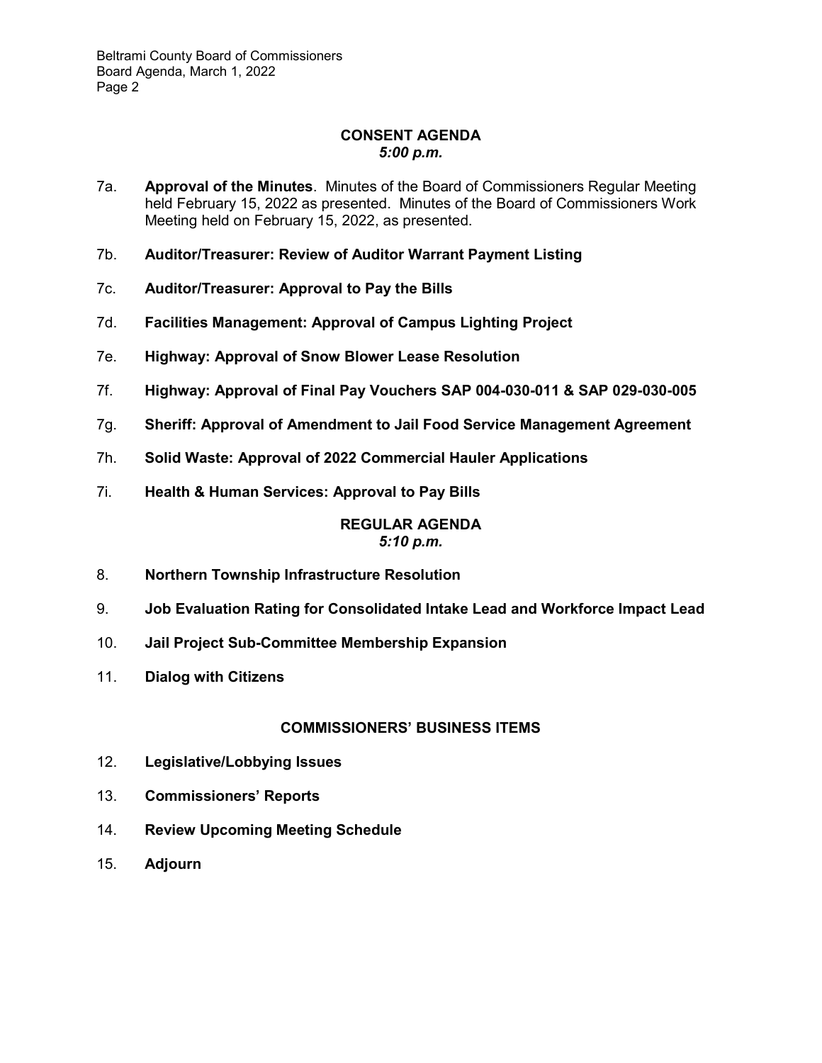## CONSENT AGENDA
*5:00 p.m.*

7a. **Approval of the Minutes**. Minutes of the Board of Commissioners Regular Meeting held February 15, 2022 as presented. Minutes of the Board of Commissioners Work Meeting held on February 15, 2022, as presented.

7b. **Auditor/Treasurer: Review of Auditor Warrant Payment Listing**

7c. **Auditor/Treasurer: Approval to Pay the Bills**

7d. **Facilities Management: Approval of Campus Lighting Project**

7e. **Highway: Approval of Snow Blower Lease Resolution**

7f. **Highway: Approval of Final Pay Vouchers SAP 004-030-011 & SAP 029-030-005**

7g. **Sheriff: Approval of Amendment to Jail Food Service Management Agreement**

7h. **Solid Waste: Approval of 2022 Commercial Hauler Applications**

7i. **Health & Human Services: Approval to Pay Bills**

## REGULAR AGENDA
*5:10 p.m.*

8. **Northern Township Infrastructure Resolution**

9. **Job Evaluation Rating for Consolidated Intake Lead and Workforce Impact Lead**

10. **Jail Project Sub-Committee Membership Expansion**

11. **Dialog with Citizens**

## COMMISSIONERS' BUSINESS ITEMS

12. **Legislative/Lobbying Issues**

13. **Commissioners' Reports**

14. **Review Upcoming Meeting Schedule**

15. **Adjourn**